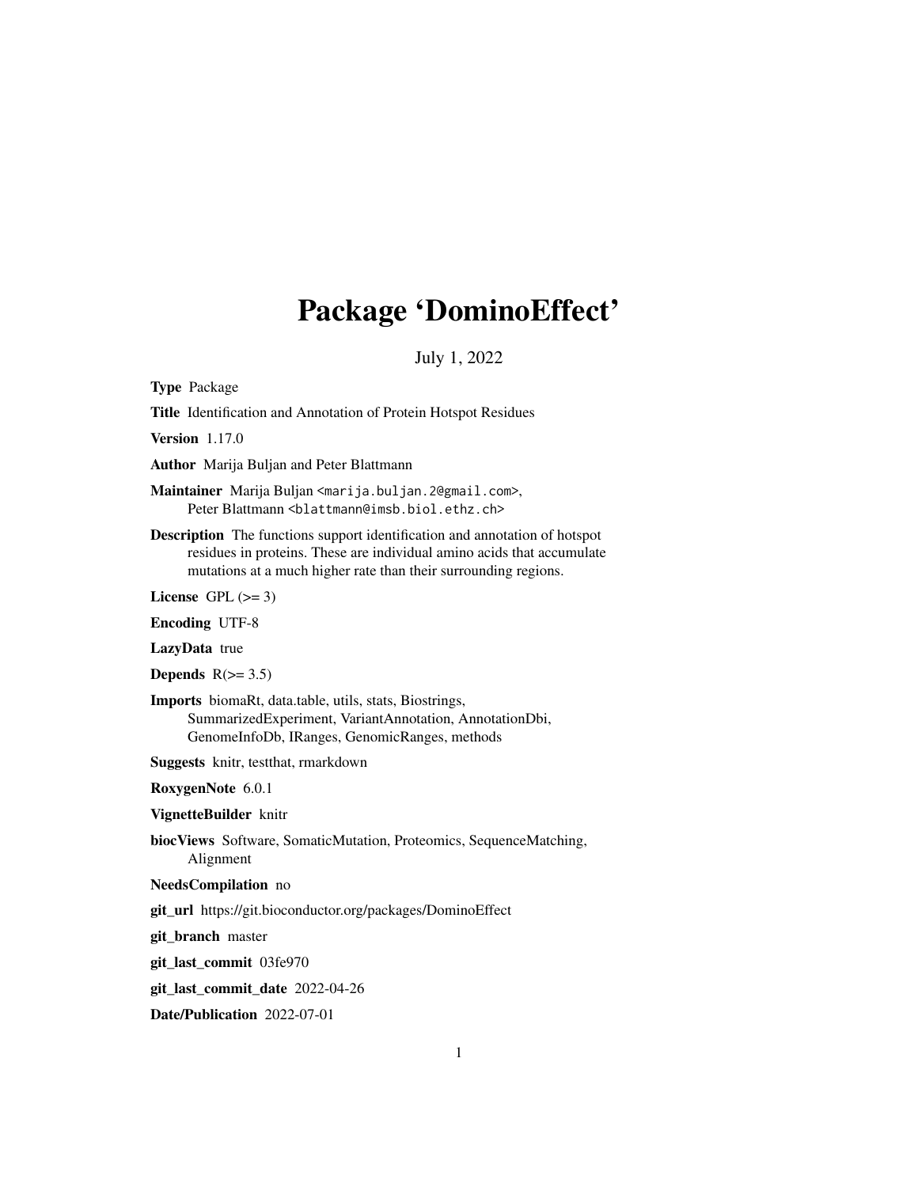# Package 'DominoEffect'

July 1, 2022

**Type** Package

**Title** Identification and Annotation of Protein Hotspot Residues

**Version** 1.17.0

**Author** Marija Buljan and Peter Blattmann

**Maintainer** Marija Buljan <marija.buljan.2@gmail.com>,
Peter Blattmann <blattmann@imsb.biol.ethz.ch>

**Description** The functions support identification and annotation of hotspot residues in proteins. These are individual amino acids that accumulate mutations at a much higher rate than their surrounding regions.

**License** GPL (>= 3)

**Encoding** UTF-8

**LazyData** true

**Depends** R(>= 3.5)

**Imports** biomaRt, data.table, utils, stats, Biostrings, SummarizedExperiment, VariantAnnotation, AnnotationDbi, GenomeInfoDb, IRanges, GenomicRanges, methods

**Suggests** knitr, testthat, rmarkdown

**RoxygenNote** 6.0.1

**VignetteBuilder** knitr

**biocViews** Software, SomaticMutation, Proteomics, SequenceMatching, Alignment

**NeedsCompilation** no

**git_url** https://git.bioconductor.org/packages/DominoEffect

**git_branch** master

**git_last_commit** 03fe970

**git_last_commit_date** 2022-04-26

**Date/Publication** 2022-07-01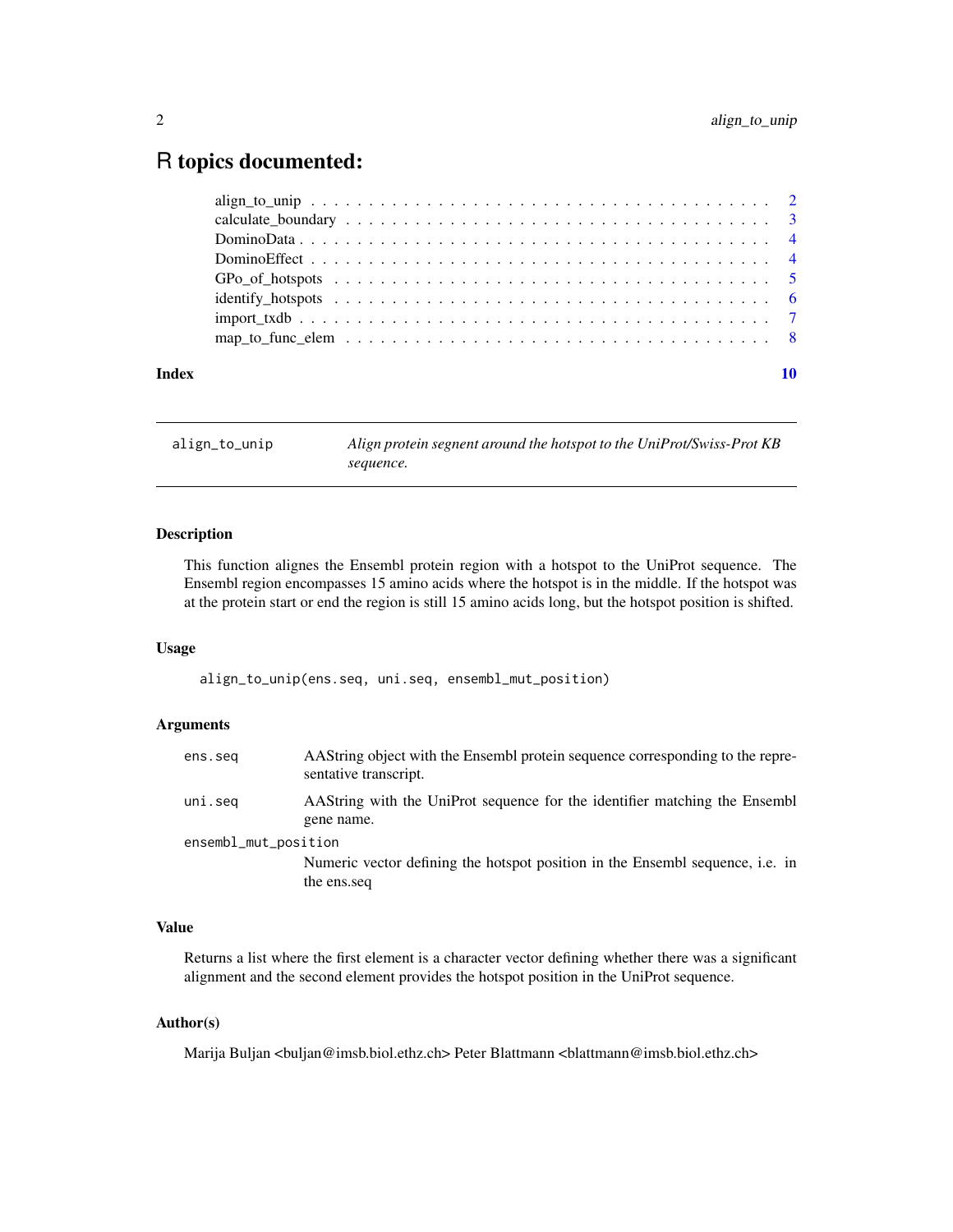# R topics documented:

| | |
|---|---|
| align_to_unip | 2 |
| calculate_boundary | 3 |
| DominoData | 4 |
| DominoEffect | 4 |
| GPo_of_hotspots | 5 |
| identify_hotspots | 6 |
| import_txdb | 7 |
| map_to_func_elem | 8 |
| **Index** | **10** |

---

## align_to_unip — *Align protein segnent around the hotspot to the UniProt/Swiss-Prot KB sequence.*

---

### Description

This function alignes the Ensembl protein region with a hotspot to the UniProt sequence. The Ensembl region encompasses 15 amino acids where the hotspot is in the middle. If the hotspot was at the protein start or end the region is still 15 amino acids long, but the hotspot position is shifted.

### Usage

```
align_to_unip(ens.seq, uni.seq, ensembl_mut_position)
```

### Arguments

| | |
|---|---|
| `ens.seq` | AAString object with the Ensembl protein sequence corresponding to the representative transcript. |
| `uni.seq` | AAString with the UniProt sequence for the identifier matching the Ensembl gene name. |
| `ensembl_mut_position` | Numeric vector defining the hotspot position in the Ensembl sequence, i.e. in the ens.seq |

### Value

Returns a list where the first element is a character vector defining whether there was a significant alignment and the second element provides the hotspot position in the UniProt sequence.

### Author(s)

Marija Buljan <buljan@imsb.biol.ethz.ch> Peter Blattmann <blattmann@imsb.biol.ethz.ch>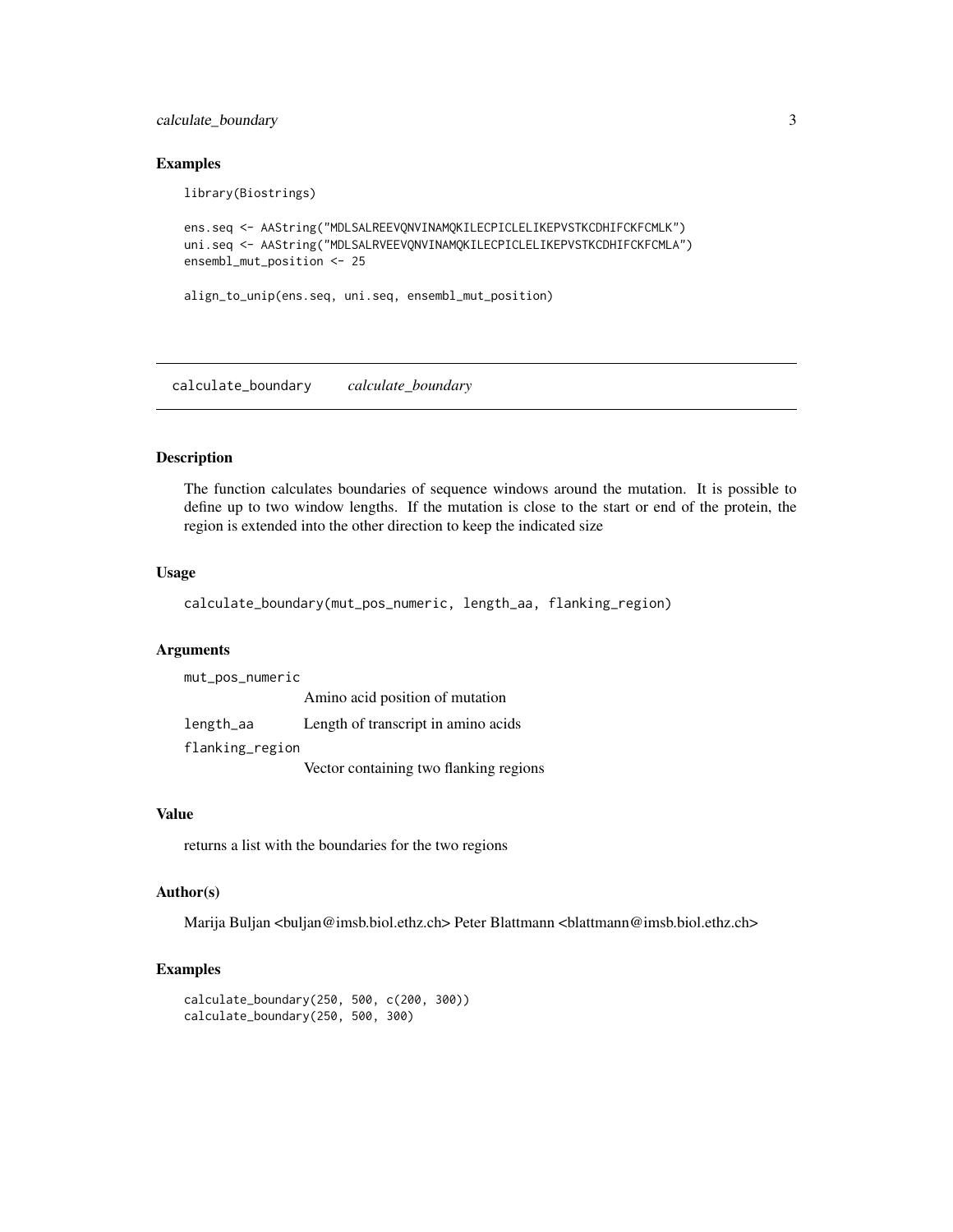### Examples

```
library(Biostrings)

ens.seq <- AAString("MDLSALREEVQNVINAMQKILECPICLELIKEPVSTKCDHIFCKFCMLK")
uni.seq <- AAString("MDLSALRVEEVQNVINAMQKILECPICLELIKEPVSTKCDHIFCKFCMLA")
ensembl_mut_position <- 25

align_to_unip(ens.seq, uni.seq, ensembl_mut_position)
```

---

## calculate_boundary *calculate_boundary*

---

### Description

The function calculates boundaries of sequence windows around the mutation. It is possible to define up to two window lengths. If the mutation is close to the start or end of the protein, the region is extended into the other direction to keep the indicated size

### Usage

```
calculate_boundary(mut_pos_numeric, length_aa, flanking_region)
```

### Arguments

| | |
|---|---|
| mut_pos_numeric | Amino acid position of mutation |
| length_aa | Length of transcript in amino acids |
| flanking_region | Vector containing two flanking regions |

### Value

returns a list with the boundaries for the two regions

### Author(s)

Marija Buljan <buljan@imsb.biol.ethz.ch> Peter Blattmann <blattmann@imsb.biol.ethz.ch>

### Examples

```
calculate_boundary(250, 500, c(200, 300))
calculate_boundary(250, 500, 300)
```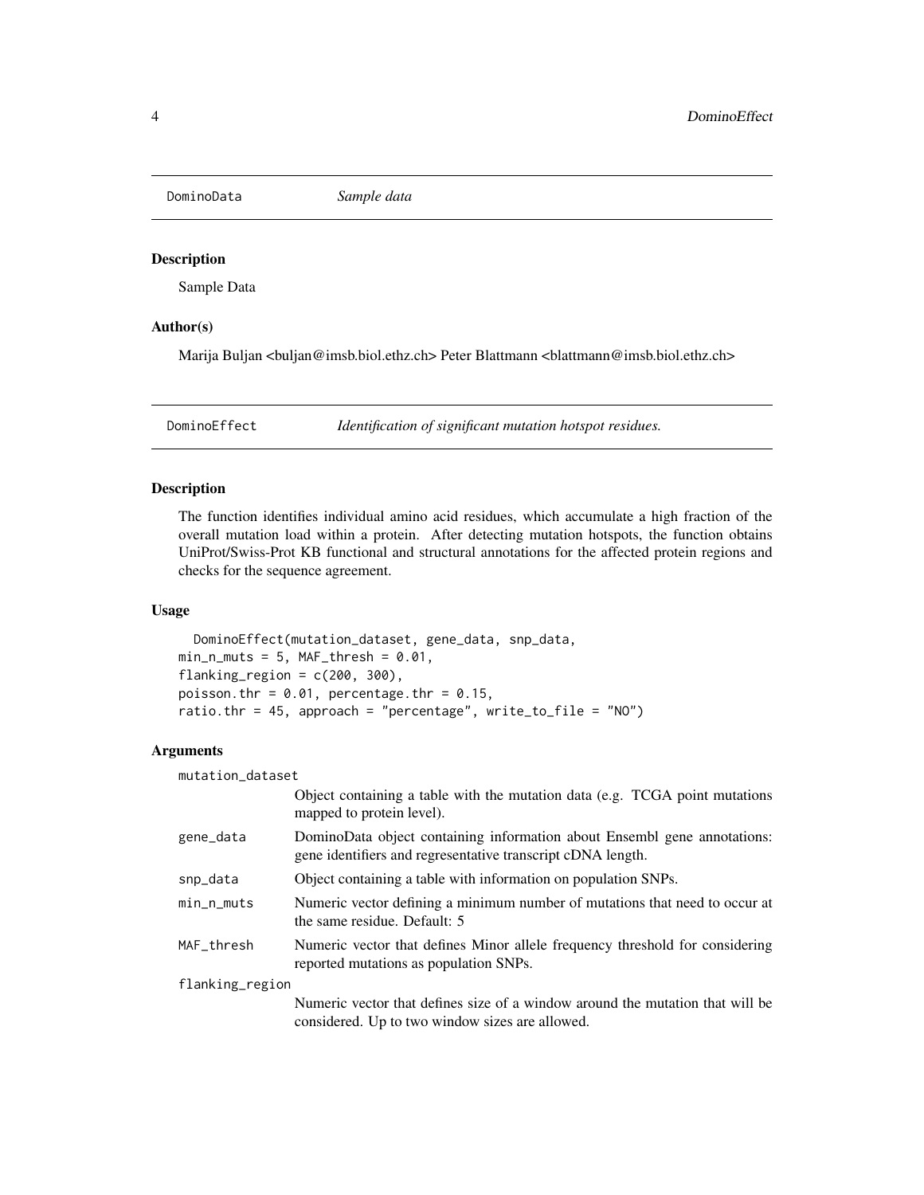## DominoData — *Sample data*

### Description

Sample Data

### Author(s)

Marija Buljan <buljan@imsb.biol.ethz.ch> Peter Blattmann <blattmann@imsb.biol.ethz.ch>

## DominoEffect — *Identification of significant mutation hotspot residues.*

### Description

The function identifies individual amino acid residues, which accumulate a high fraction of the overall mutation load within a protein. After detecting mutation hotspots, the function obtains UniProt/Swiss-Prot KB functional and structural annotations for the affected protein regions and checks for the sequence agreement.

### Usage

```
  DominoEffect(mutation_dataset, gene_data, snp_data,
min_n_muts = 5, MAF_thresh = 0.01,
flanking_region = c(200, 300),
poisson.thr = 0.01, percentage.thr = 0.15,
ratio.thr = 45, approach = "percentage", write_to_file = "NO")
```

### Arguments

| | |
|---|---|
| mutation_dataset | Object containing a table with the mutation data (e.g. TCGA point mutations mapped to protein level). |
| gene_data | DominoData object containing information about Ensembl gene annotations: gene identifiers and regresentative transcript cDNA length. |
| snp_data | Object containing a table with information on population SNPs. |
| min_n_muts | Numeric vector defining a minimum number of mutations that need to occur at the same residue. Default: 5 |
| MAF_thresh | Numeric vector that defines Minor allele frequency threshold for considering reported mutations as population SNPs. |
| flanking_region | Numeric vector that defines size of a window around the mutation that will be considered. Up to two window sizes are allowed. |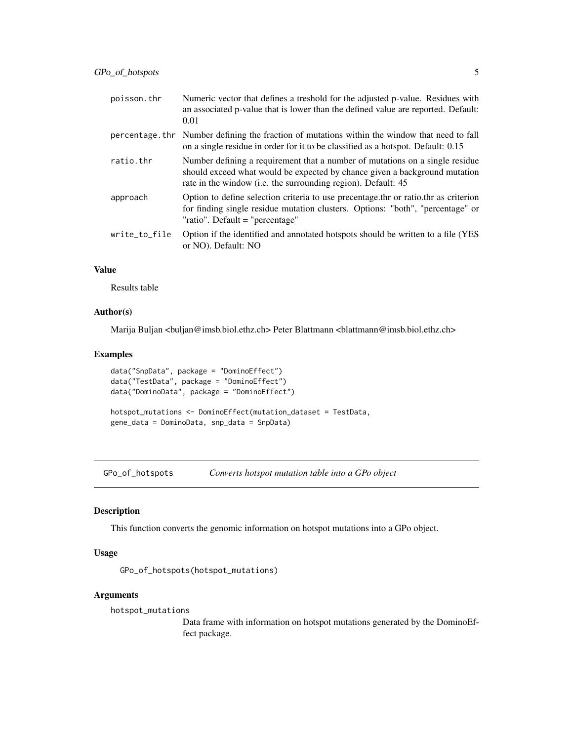| | |
|---|---|
| poisson.thr | Numeric vector that defines a treshold for the adjusted p-value. Residues with an associated p-value that is lower than the defined value are reported. Default: 0.01 |
| percentage.thr | Number defining the fraction of mutations within the window that need to fall on a single residue in order for it to be classified as a hotspot. Default: 0.15 |
| ratio.thr | Number defining a requirement that a number of mutations on a single residue should exceed what would be expected by chance given a background mutation rate in the window (i.e. the surrounding region). Default: 45 |
| approach | Option to define selection criteria to use precentage.thr or ratio.thr as criterion for finding single residue mutation clusters. Options: "both", "percentage" or "ratio". Default = "percentage" |
| write_to_file | Option if the identified and annotated hotspots should be written to a file (YES or NO). Default: NO |

### Value

Results table

### Author(s)

Marija Buljan <buljan@imsb.biol.ethz.ch> Peter Blattmann <blattmann@imsb.biol.ethz.ch>

### Examples

```
data("SnpData", package = "DominoEffect")
data("TestData", package = "DominoEffect")
data("DominoData", package = "DominoEffect")

hotspot_mutations <- DominoEffect(mutation_dataset = TestData,
gene_data = DominoData, snp_data = SnpData)
```

## GPo_of_hotspots *Converts hotspot mutation table into a GPo object*

### Description

This function converts the genomic information on hotspot mutations into a GPo object.

### Usage

```
GPo_of_hotspots(hotspot_mutations)
```

### Arguments

| | |
|---|---|
| hotspot_mutations | Data frame with information on hotspot mutations generated by the DominoEffect package. |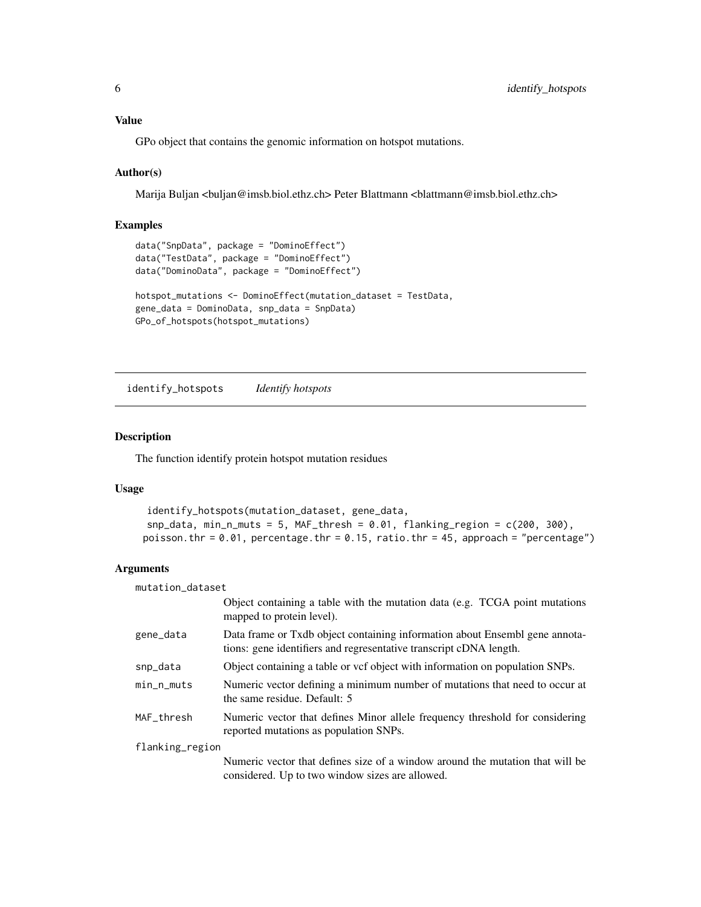### Value

GPo object that contains the genomic information on hotspot mutations.

### Author(s)

Marija Buljan <buljan@imsb.biol.ethz.ch> Peter Blattmann <blattmann@imsb.biol.ethz.ch>

### Examples

```
data("SnpData", package = "DominoEffect")
data("TestData", package = "DominoEffect")
data("DominoData", package = "DominoEffect")

hotspot_mutations <- DominoEffect(mutation_dataset = TestData,
gene_data = DominoData, snp_data = SnpData)
GPo_of_hotspots(hotspot_mutations)
```

---

## identify_hotspots *Identify hotspots*

---

### Description

The function identify protein hotspot mutation residues

### Usage

```
identify_hotspots(mutation_dataset, gene_data,
snp_data, min_n_muts = 5, MAF_thresh = 0.01, flanking_region = c(200, 300),
poisson.thr = 0.01, percentage.thr = 0.15, ratio.thr = 45, approach = "percentage")
```

### Arguments

| | |
|---|---|
| mutation_dataset | Object containing a table with the mutation data (e.g. TCGA point mutations mapped to protein level). |
| gene_data | Data frame or Txdb object containing information about Ensembl gene annotations: gene identifiers and regresentative transcript cDNA length. |
| snp_data | Object containing a table or vcf object with information on population SNPs. |
| min_n_muts | Numeric vector defining a minimum number of mutations that need to occur at the same residue. Default: 5 |
| MAF_thresh | Numeric vector that defines Minor allele frequency threshold for considering reported mutations as population SNPs. |
| flanking_region | Numeric vector that defines size of a window around the mutation that will be considered. Up to two window sizes are allowed. |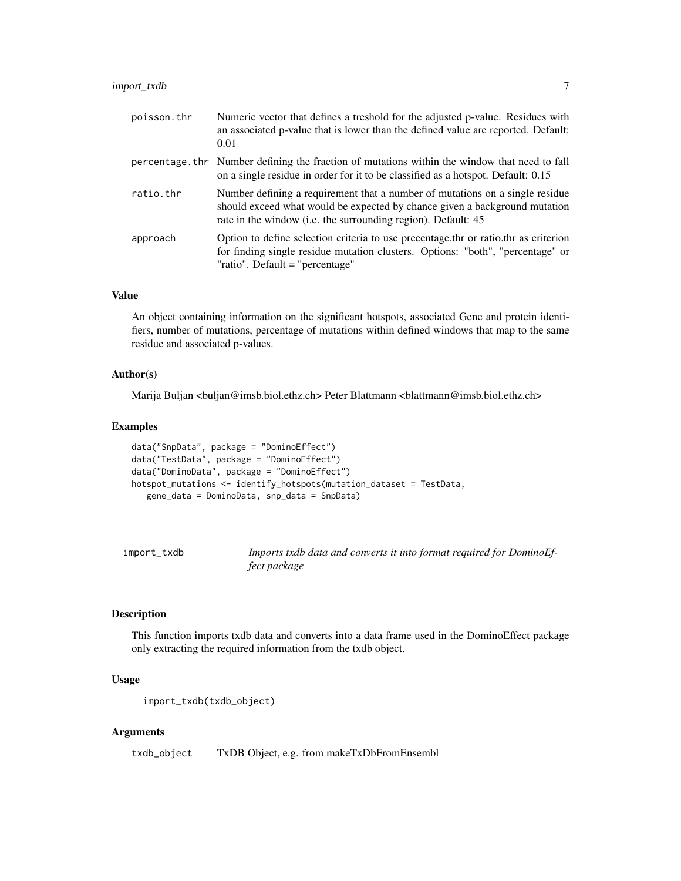| | |
|---|---|
| poisson.thr | Numeric vector that defines a treshold for the adjusted p-value. Residues with an associated p-value that is lower than the defined value are reported. Default: 0.01 |
| percentage.thr | Number defining the fraction of mutations within the window that need to fall on a single residue in order for it to be classified as a hotspot. Default: 0.15 |
| ratio.thr | Number defining a requirement that a number of mutations on a single residue should exceed what would be expected by chance given a background mutation rate in the window (i.e. the surrounding region). Default: 45 |
| approach | Option to define selection criteria to use precentage.thr or ratio.thr as criterion for finding single residue mutation clusters. Options: "both", "percentage" or "ratio". Default = "percentage" |

### Value

An object containing information on the significant hotspots, associated Gene and protein identifiers, number of mutations, percentage of mutations within defined windows that map to the same residue and associated p-values.

### Author(s)

Marija Buljan <buljan@imsb.biol.ethz.ch> Peter Blattmann <blattmann@imsb.biol.ethz.ch>

### Examples

```
data("SnpData", package = "DominoEffect")
data("TestData", package = "DominoEffect")
data("DominoData", package = "DominoEffect")
hotspot_mutations <- identify_hotspots(mutation_dataset = TestData,
   gene_data = DominoData, snp_data = SnpData)
```

---

## import_txdb — *Imports txdb data and converts it into format required for DominoEffect package*

---

### Description

This function imports txdb data and converts into a data frame used in the DominoEffect package only extracting the required information from the txdb object.

### Usage

```
import_txdb(txdb_object)
```

### Arguments

| | |
|---|---|
| txdb_object | TxDB Object, e.g. from makeTxDbFromEnsembl |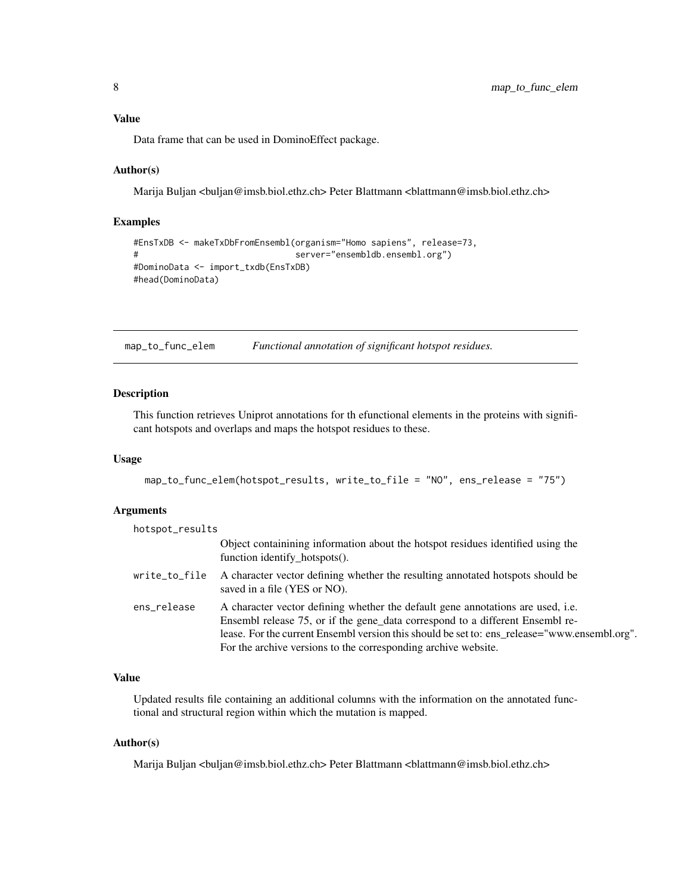### Value

Data frame that can be used in DominoEffect package.

### Author(s)

Marija Buljan <buljan@imsb.biol.ethz.ch> Peter Blattmann <blattmann@imsb.biol.ethz.ch>

### Examples

```
#EnsTxDB <- makeTxDbFromEnsembl(organism="Homo sapiens", release=73,
#                               server="ensembldb.ensembl.org")
#DominoData <- import_txdb(EnsTxDB)
#head(DominoData)
```

---

## map_to_func_elem — *Functional annotation of significant hotspot residues.*

---

### Description

This function retrieves Uniprot annotations for th efunctional elements in the proteins with significant hotspots and overlaps and maps the hotspot residues to these.

### Usage

```
map_to_func_elem(hotspot_results, write_to_file = "NO", ens_release = "75")
```

### Arguments

| | |
|---|---|
| hotspot_results | Object containining information about the hotspot residues identified using the function identify_hotspots(). |
| write_to_file | A character vector defining whether the resulting annotated hotspots should be saved in a file (YES or NO). |
| ens_release | A character vector defining whether the default gene annotations are used, i.e. Ensembl release 75, or if the gene_data correspond to a different Ensembl release. For the current Ensembl version this should be set to: ens_release="www.ensembl.org". For the archive versions to the corresponding archive website. |

### Value

Updated results file containing an additional columns with the information on the annotated functional and structural region within which the mutation is mapped.

### Author(s)

Marija Buljan <buljan@imsb.biol.ethz.ch> Peter Blattmann <blattmann@imsb.biol.ethz.ch>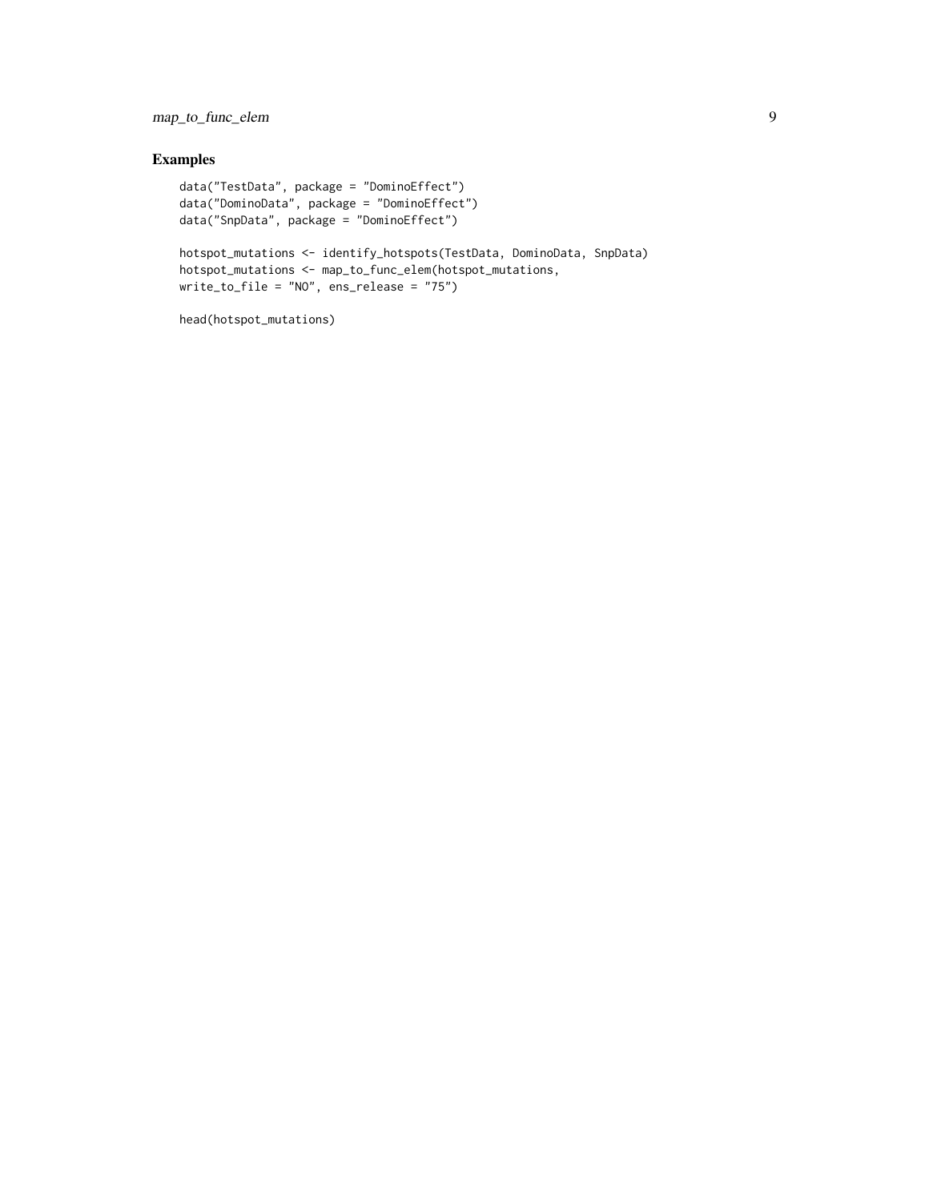## Examples

```
data("TestData", package = "DominoEffect")
data("DominoData", package = "DominoEffect")
data("SnpData", package = "DominoEffect")

hotspot_mutations <- identify_hotspots(TestData, DominoData, SnpData)
hotspot_mutations <- map_to_func_elem(hotspot_mutations,
write_to_file = "NO", ens_release = "75")

head(hotspot_mutations)
```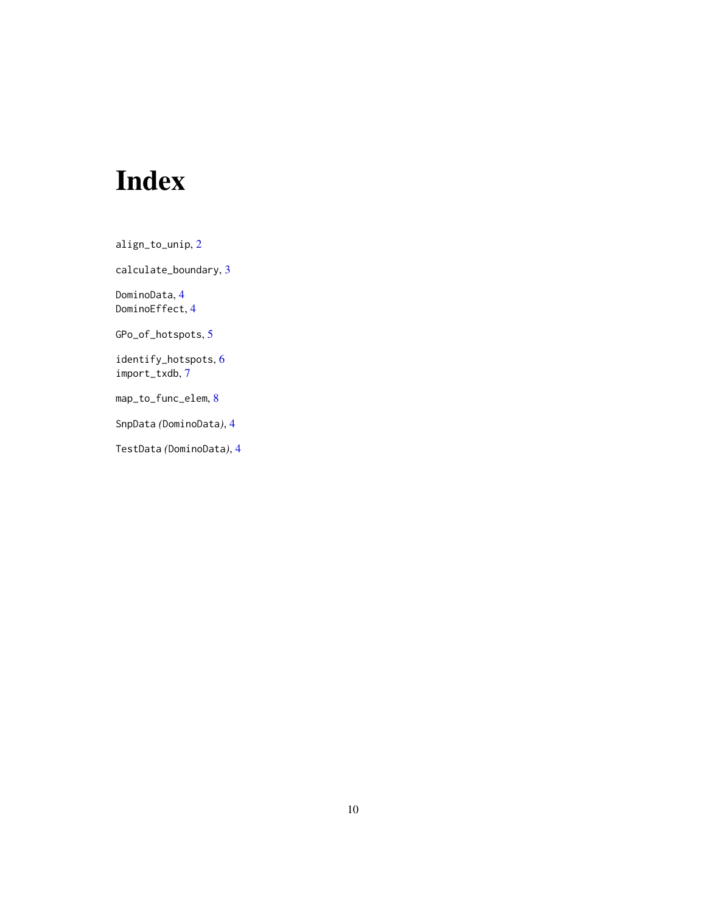# Index

align_to_unip, 2

calculate_boundary, 3

DominoData, 4
DominoEffect, 4

GPo_of_hotspots, 5

identify_hotspots, 6
import_txdb, 7

map_to_func_elem, 8

SnpData *(*DominoData*)*, 4

TestData *(*DominoData*)*, 4